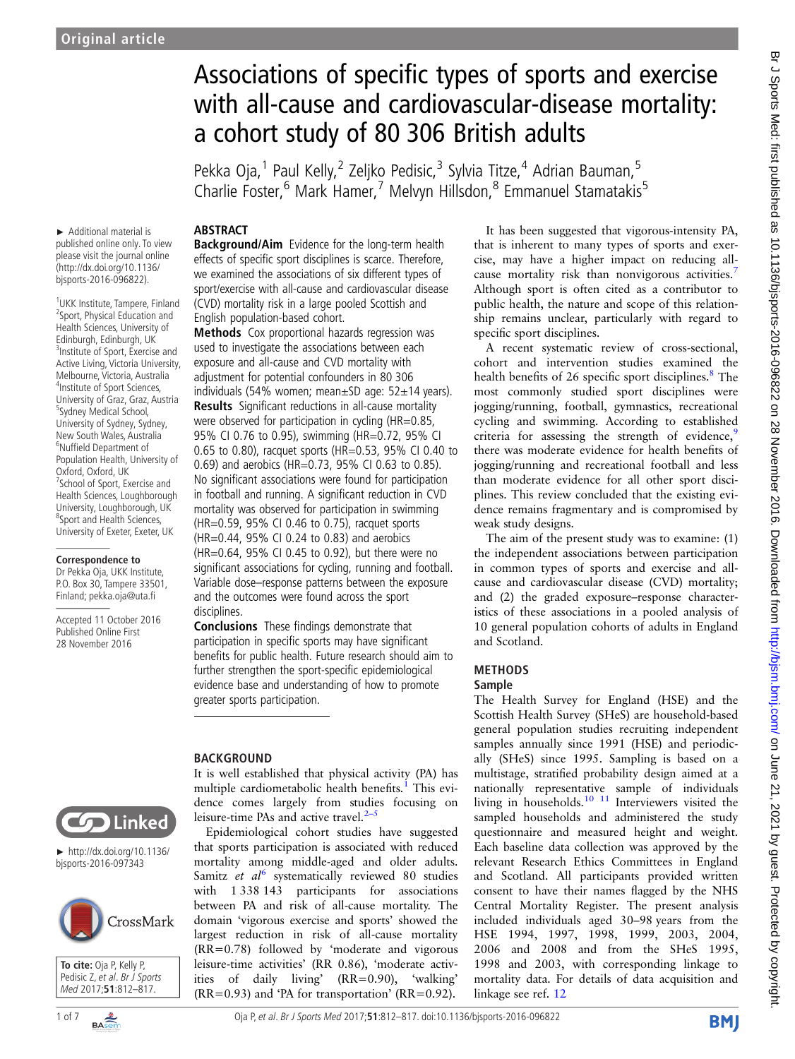Original article

# Associations of specific types of sports and exercise with all-cause and cardiovascular-disease mortality: a cohort study of 80 306 British adults

Pekka Oja,[1] Paul Kelly,[2] Zeljko Pedisic,[3] Sylvia Titze,[4] Adrian Bauman,[5] Charlie Foster,[6] Mark Hamer,[7] Melvyn Hillsdon,[8] Emmanuel Stamatakis[5]

► Additional material is published online only. To view please visit the journal online (http://dx.doi.org/10.1136/bjsports-2016-096822).

[1]UKK Institute, Tampere, Finland
[2]Sport, Physical Education and Health Sciences, University of Edinburgh, Edinburgh, UK
[3]Institute of Sport, Exercise and Active Living, Victoria University, Melbourne, Victoria, Australia
[4]Institute of Sport Sciences, University of Graz, Graz, Austria
[5]Sydney Medical School, University of Sydney, Sydney, New South Wales, Australia
[6]Nuffield Department of Population Health, University of Oxford, Oxford, UK
[7]School of Sport, Exercise and Health Sciences, Loughborough University, Loughborough, UK
[8]Sport and Health Sciences, University of Exeter, Exeter, UK

**Correspondence to**
Dr Pekka Oja, UKK Institute, P.O. Box 30, Tampere 33501, Finland; pekka.oja@uta.fi

Accepted 11 October 2016
Published Online First 28 November 2016

► http://dx.doi.org/10.1136/bjsports-2016-097343

**To cite:** Oja P, Kelly P, Pedisic Z, *et al*. *Br J Sports Med* 2017;**51**:812–817.

## ABSTRACT

**Background/Aim** Evidence for the long-term health effects of specific sport disciplines is scarce. Therefore, we examined the associations of six different types of sport/exercise with all-cause and cardiovascular disease (CVD) mortality risk in a large pooled Scottish and English population-based cohort.

**Methods** Cox proportional hazards regression was used to investigate the associations between each exposure and all-cause and CVD mortality with adjustment for potential confounders in 80 306 individuals (54% women; mean±SD age: 52±14 years).

**Results** Significant reductions in all-cause mortality were observed for participation in cycling (HR=0.85, 95% CI 0.76 to 0.95), swimming (HR=0.72, 95% CI 0.65 to 0.80), racquet sports (HR=0.53, 95% CI 0.40 to 0.69) and aerobics (HR=0.73, 95% CI 0.63 to 0.85). No significant associations were found for participation in football and running. A significant reduction in CVD mortality was observed for participation in swimming (HR=0.59, 95% CI 0.46 to 0.75), racquet sports (HR=0.44, 95% CI 0.24 to 0.83) and aerobics (HR=0.64, 95% CI 0.45 to 0.92), but there were no significant associations for cycling, running and football. Variable dose–response patterns between the exposure and the outcomes were found across the sport disciplines.

**Conclusions** These findings demonstrate that participation in specific sports may have significant benefits for public health. Future research should aim to further strengthen the sport-specific epidemiological evidence base and understanding of how to promote greater sports participation.

## BACKGROUND

It is well established that physical activity (PA) has multiple cardiometabolic health benefits.[1] This evidence comes largely from studies focusing on leisure-time PAs and active travel.[2–5]

Epidemiological cohort studies have suggested that sports participation is associated with reduced mortality among middle-aged and older adults. Samitz *et al*[6] systematically reviewed 80 studies with 1 338 143 participants for associations between PA and risk of all-cause mortality. The domain 'vigorous exercise and sports' showed the largest reduction in risk of all-cause mortality (RR=0.78) followed by 'moderate and vigorous leisure-time activities' (RR 0.86), 'moderate activities of daily living' (RR=0.90), 'walking' (RR=0.93) and 'PA for transportation' (RR=0.92).

It has been suggested that vigorous-intensity PA, that is inherent to many types of sports and exercise, may have a higher impact on reducing all-cause mortality risk than nonvigorous activities.[7] Although sport is often cited as a contributor to public health, the nature and scope of this relationship remains unclear, particularly with regard to specific sport disciplines.

A recent systematic review of cross-sectional, cohort and intervention studies examined the health benefits of 26 specific sport disciplines.[8] The most commonly studied sport disciplines were jogging/running, football, gymnastics, recreational cycling and swimming. According to established criteria for assessing the strength of evidence,[9] there was moderate evidence for health benefits of jogging/running and recreational football and less than moderate evidence for all other sport disciplines. This review concluded that the existing evidence remains fragmentary and is compromised by weak study designs.

The aim of the present study was to examine: (1) the independent associations between participation in common types of sports and exercise and all-cause and cardiovascular disease (CVD) mortality; and (2) the graded exposure–response characteristics of these associations in a pooled analysis of 10 general population cohorts of adults in England and Scotland.

## METHODS

### Sample

The Health Survey for England (HSE) and the Scottish Health Survey (SHeS) are household-based general population studies recruiting independent samples annually since 1991 (HSE) and periodically (SHeS) since 1995. Sampling is based on a multistage, stratified probability design aimed at a nationally representative sample of individuals living in households.[10 11] Interviewers visited the sampled households and administered the study questionnaire and measured height and weight. Each baseline data collection was approved by the relevant Research Ethics Committees in England and Scotland. All participants provided written consent to have their names flagged by the NHS Central Mortality Register. The present analysis included individuals aged 30–98 years from the HSE 1994, 1997, 1998, 1999, 2003, 2004, 2006 and 2008 and from the SHeS 1995, 1998 and 2003, with corresponding linkage to mortality data. For details of data acquisition and linkage see ref. 12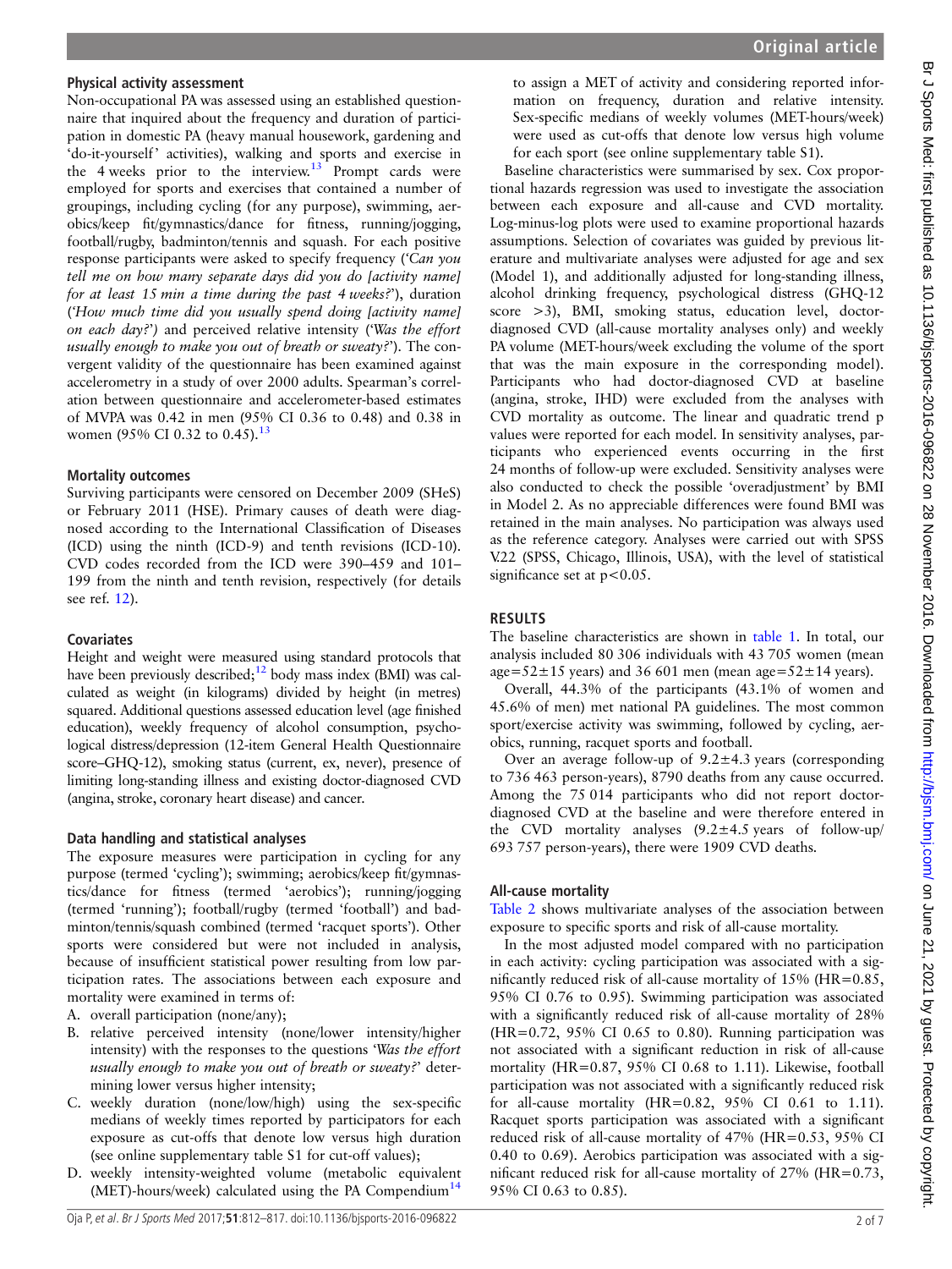### Physical activity assessment

Non-occupational PA was assessed using an established questionnaire that inquired about the frequency and duration of participation in domestic PA (heavy manual housework, gardening and 'do-it-yourself' activities), walking and sports and exercise in the 4 weeks prior to the interview.[13] Prompt cards were employed for sports and exercises that contained a number of groupings, including cycling (for any purpose), swimming, aerobics/keep fit/gymnastics/dance for fitness, running/jogging, football/rugby, badminton/tennis and squash. For each positive response participants were asked to specify frequency (*'Can you tell me on how many separate days did you do [activity name] for at least 15 min a time during the past 4 weeks?'*), duration (*'How much time did you usually spend doing [activity name] on each day?'*) and perceived relative intensity (*'Was the effort usually enough to make you out of breath or sweaty?'*). The convergent validity of the questionnaire has been examined against accelerometry in a study of over 2000 adults. Spearman's correlation between questionnaire and accelerometer-based estimates of MVPA was 0.42 in men (95% CI 0.36 to 0.48) and 0.38 in women (95% CI 0.32 to 0.45).[13]

### Mortality outcomes

Surviving participants were censored on December 2009 (SHeS) or February 2011 (HSE). Primary causes of death were diagnosed according to the International Classification of Diseases (ICD) using the ninth (ICD-9) and tenth revisions (ICD-10). CVD codes recorded from the ICD were 390–459 and 101–199 from the ninth and tenth revision, respectively (for details see ref. 12).

### Covariates

Height and weight were measured using standard protocols that have been previously described;[12] body mass index (BMI) was calculated as weight (in kilograms) divided by height (in metres) squared. Additional questions assessed education level (age finished education), weekly frequency of alcohol consumption, psychological distress/depression (12-item General Health Questionnaire score–GHQ-12), smoking status (current, ex, never), presence of limiting long-standing illness and existing doctor-diagnosed CVD (angina, stroke, coronary heart disease) and cancer.

### Data handling and statistical analyses

The exposure measures were participation in cycling for any purpose (termed 'cycling'); swimming; aerobics/keep fit/gymnastics/dance for fitness (termed 'aerobics'); running/jogging (termed 'running'); football/rugby (termed 'football') and badminton/tennis/squash combined (termed 'racquet sports'). Other sports were considered but were not included in analysis, because of insufficient statistical power resulting from low participation rates. The associations between each exposure and mortality were examined in terms of:

A. overall participation (none/any);
B. relative perceived intensity (none/lower intensity/higher intensity) with the responses to the questions *'Was the effort usually enough to make you out of breath or sweaty?'* determining lower versus higher intensity;
C. weekly duration (none/low/high) using the sex-specific medians of weekly times reported by participators for each exposure as cut-offs that denote low versus high duration (see online supplementary table S1 for cut-off values);
D. weekly intensity-weighted volume (metabolic equivalent (MET)-hours/week) calculated using the PA Compendium[14] to assign a MET of activity and considering reported information on frequency, duration and relative intensity. Sex-specific medians of weekly volumes (MET-hours/week) were used as cut-offs that denote low versus high volume for each sport (see online supplementary table S1).

Baseline characteristics were summarised by sex. Cox proportional hazards regression was used to investigate the association between each exposure and all-cause and CVD mortality. Log-minus-log plots were used to examine proportional hazards assumptions. Selection of covariates was guided by previous literature and multivariate analyses were adjusted for age and sex (Model 1), and additionally adjusted for long-standing illness, alcohol drinking frequency, psychological distress (GHQ-12 score >3), BMI, smoking status, education level, doctor-diagnosed CVD (all-cause mortality analyses only) and weekly PA volume (MET-hours/week excluding the volume of the sport that was the main exposure in the corresponding model). Participants who had doctor-diagnosed CVD at baseline (angina, stroke, IHD) were excluded from the analyses with CVD mortality as outcome. The linear and quadratic trend p values were reported for each model. In sensitivity analyses, participants who experienced events occurring in the first 24 months of follow-up were excluded. Sensitivity analyses were also conducted to check the possible 'overadjustment' by BMI in Model 2. As no appreciable differences were found BMI was retained in the main analyses. No participation was always used as the reference category. Analyses were carried out with SPSS V.22 (SPSS, Chicago, Illinois, USA), with the level of statistical significance set at $p<0.05$.

## RESULTS

The baseline characteristics are shown in table 1. In total, our analysis included 80 306 individuals with 43 705 women (mean age=52±15 years) and 36 601 men (mean age=52±14 years).

Overall, 44.3% of the participants (43.1% of women and 45.6% of men) met national PA guidelines. The most common sport/exercise activity was swimming, followed by cycling, aerobics, running, racquet sports and football.

Over an average follow-up of 9.2±4.3 years (corresponding to 736 463 person-years), 8790 deaths from any cause occurred. Among the 75 014 participants who did not report doctor-diagnosed CVD at the baseline and were therefore entered in the CVD mortality analyses (9.2±4.5 years of follow-up/693 757 person-years), there were 1909 CVD deaths.

### All-cause mortality

Table 2 shows multivariate analyses of the association between exposure to specific sports and risk of all-cause mortality.

In the most adjusted model compared with no participation in each activity: cycling participation was associated with a significantly reduced risk of all-cause mortality of 15% (HR=0.85, 95% CI 0.76 to 0.95). Swimming participation was associated with a significantly reduced risk of all-cause mortality of 28% (HR=0.72, 95% CI 0.65 to 0.80). Running participation was not associated with a significant reduction in risk of all-cause mortality (HR=0.87, 95% CI 0.68 to 1.11). Likewise, football participation was not associated with a significantly reduced risk for all-cause mortality (HR=0.82, 95% CI 0.61 to 1.11). Racquet sports participation was associated with a significant reduced risk of all-cause mortality of 47% (HR=0.53, 95% CI 0.40 to 0.69). Aerobics participation was associated with a significant reduced risk for all-cause mortality of 27% (HR=0.73, 95% CI 0.63 to 0.85).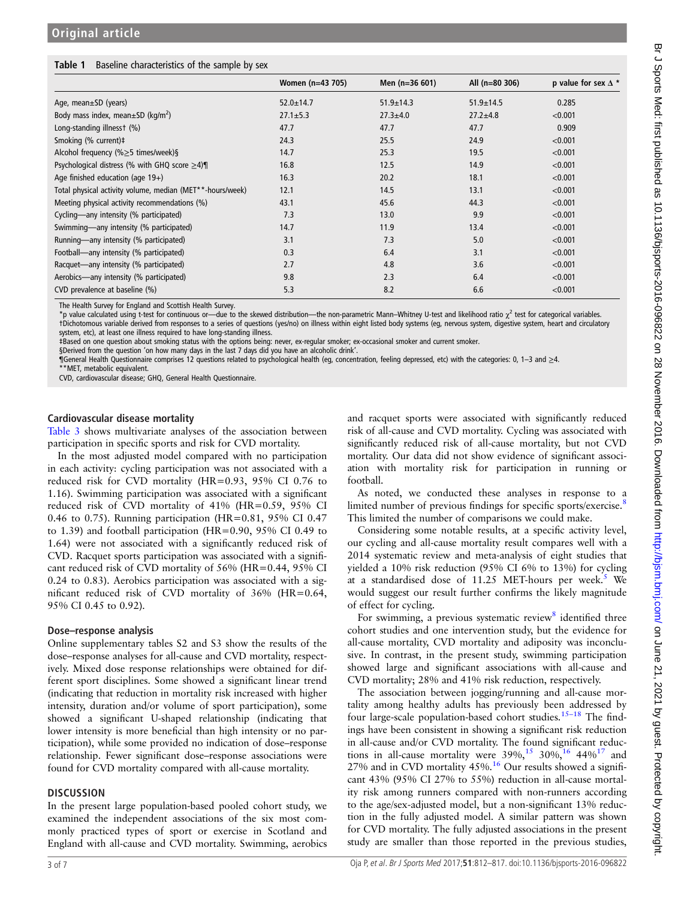**Table 1** Baseline characteristics of the sample by sex

| | Women (n=43 705) | Men (n=36 601) | All (n=80 306) | p value for sex Δ * |
|---|---|---|---|---|
| Age, mean±SD (years) | 52.0±14.7 | 51.9±14.3 | 51.9±14.5 | 0.285 |
| Body mass index, mean±SD (kg/m$^2$) | 27.1±5.3 | 27.3±4.0 | 27.2±4.8 | <0.001 |
| Long-standing illness† (%) | 47.7 | 47.7 | 47.7 | 0.909 |
| Smoking (% current)‡ | 24.3 | 25.5 | 24.9 | <0.001 |
| Alcohol frequency (%≥5 times/week)§ | 14.7 | 25.3 | 19.5 | <0.001 |
| Psychological distress (% with GHQ score ≥4)¶ | 16.8 | 12.5 | 14.9 | <0.001 |
| Age finished education (age 19+) | 16.3 | 20.2 | 18.1 | <0.001 |
| Total physical activity volume, median (MET**-hours/week) | 12.1 | 14.5 | 13.1 | <0.001 |
| Meeting physical activity recommendations (%) | 43.1 | 45.6 | 44.3 | <0.001 |
| Cycling—any intensity (% participated) | 7.3 | 13.0 | 9.9 | <0.001 |
| Swimming—any intensity (% participated) | 14.7 | 11.9 | 13.4 | <0.001 |
| Running—any intensity (% participated) | 3.1 | 7.3 | 5.0 | <0.001 |
| Football—any intensity (% participated) | 0.3 | 6.4 | 3.1 | <0.001 |
| Racquet—any intensity (% participated) | 2.7 | 4.8 | 3.6 | <0.001 |
| Aerobics—any intensity (% participated) | 9.8 | 2.3 | 6.4 | <0.001 |
| CVD prevalence at baseline (%) | 5.3 | 8.2 | 6.6 | <0.001 |

The Health Survey for England and Scottish Health Survey.
*p value calculated using t-test for continuous or—due to the skewed distribution—the non-parametric Mann–Whitney U-test and likelihood ratio $\chi^2$ test for categorical variables.
†Dichotomous variable derived from responses to a series of questions (yes/no) on illness within eight listed body systems (eg, nervous system, digestive system, heart and circulatory system, etc), at least one illness required to have long-standing illness.
‡Based on one question about smoking status with the options being: never, ex-regular smoker; ex-occasional smoker and current smoker.
§Derived from the question 'on how many days in the last 7 days did you have an alcoholic drink'.
¶General Health Questionnaire comprises 12 questions related to psychological health (eg, concentration, feeling depressed, etc) with the categories: 0, 1–3 and ≥4.
**MET, metabolic equivalent.
CVD, cardiovascular disease; GHQ, General Health Questionnaire.

### Cardiovascular disease mortality

Table 3 shows multivariate analyses of the association between participation in specific sports and risk for CVD mortality.

In the most adjusted model compared with no participation in each activity: cycling participation was not associated with a reduced risk for CVD mortality (HR=0.93, 95% CI 0.76 to 1.16). Swimming participation was associated with a significant reduced risk of CVD mortality of 41% (HR=0.59, 95% CI 0.46 to 0.75). Running participation (HR=0.81, 95% CI 0.47 to 1.39) and football participation (HR=0.90, 95% CI 0.49 to 1.64) were not associated with a significantly reduced risk of CVD. Racquet sports participation was associated with a significant reduced risk of CVD mortality of 56% (HR=0.44, 95% CI 0.24 to 0.83). Aerobics participation was associated with a significant reduced risk of CVD mortality of 36% (HR=0.64, 95% CI 0.45 to 0.92).

### Dose–response analysis

Online supplementary tables S2 and S3 show the results of the dose–response analyses for all-cause and CVD mortality, respectively. Mixed dose response relationships were obtained for different sport disciplines. Some showed a significant linear trend (indicating that reduction in mortality risk increased with higher intensity, duration and/or volume of sport participation), some showed a significant U-shaped relationship (indicating that lower intensity is more beneficial than high intensity or no participation), while some provided no indication of dose–response relationship. Fewer significant dose–response associations were found for CVD mortality compared with all-cause mortality.

## DISCUSSION

In the present large population-based pooled cohort study, we examined the independent associations of the six most commonly practiced types of sport or exercise in Scotland and England with all-cause and CVD mortality. Swimming, aerobics and racquet sports were associated with significantly reduced risk of all-cause and CVD mortality. Cycling was associated with significantly reduced risk of all-cause mortality, but not CVD mortality. Our data did not show evidence of significant association with mortality risk for participation in running or football.

As noted, we conducted these analyses in response to a limited number of previous findings for specific sports/exercise.[8] This limited the number of comparisons we could make.

Considering some notable results, at a specific activity level, our cycling and all-cause mortality result compares well with a 2014 systematic review and meta-analysis of eight studies that yielded a 10% risk reduction (95% CI 6% to 13%) for cycling at a standardised dose of 11.25 MET-hours per week.[5] We would suggest our result further confirms the likely magnitude of effect for cycling.

For swimming, a previous systematic review[8] identified three cohort studies and one intervention study, but the evidence for all-cause mortality, CVD mortality and adiposity was inconclusive. In contrast, in the present study, swimming participation showed large and significant associations with all-cause and CVD mortality; 28% and 41% risk reduction, respectively.

The association between jogging/running and all-cause mortality among healthy adults has previously been addressed by four large-scale population-based cohort studies.[15–18] The findings have been consistent in showing a significant risk reduction in all-cause and/or CVD mortality. The found significant reductions in all-cause mortality were 39%,[15] 30%,[16] 44%[17] and 27% and in CVD mortality 45%.[16] Our results showed a significant 43% (95% CI 27% to 55%) reduction in all-cause mortality risk among runners compared with non-runners according to the age/sex-adjusted model, but a non-significant 13% reduction in the fully adjusted model. A similar pattern was shown for CVD mortality. The fully adjusted associations in the present study are smaller than those reported in the previous studies,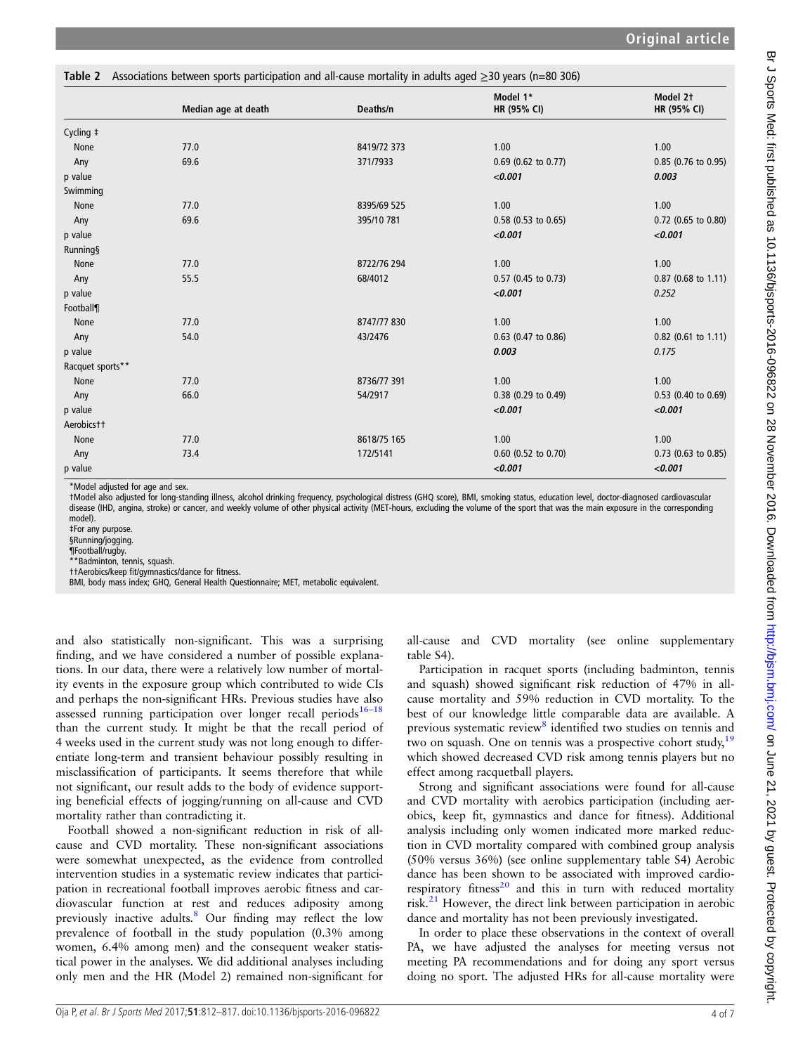**Table 2** Associations between sports participation and all-cause mortality in adults aged ≥30 years (n=80 306)

| | Median age at death | Deaths/n | Model 1* HR (95% CI) | Model 2† HR (95% CI) |
|---|---|---|---|---|
| Cycling ‡ | | | | |
| None | 77.0 | 8419/72 373 | 1.00 | 1.00 |
| Any | 69.6 | 371/7933 | 0.69 (0.62 to 0.77) | 0.85 (0.76 to 0.95) |
| p value | | | ***<0.001*** | ***0.003*** |
| Swimming | | | | |
| None | 77.0 | 8395/69 525 | 1.00 | 1.00 |
| Any | 69.6 | 395/10 781 | 0.58 (0.53 to 0.65) | 0.72 (0.65 to 0.80) |
| p value | | | ***<0.001*** | ***<0.001*** |
| Running§ | | | | |
| None | 77.0 | 8722/76 294 | 1.00 | 1.00 |
| Any | 55.5 | 68/4012 | 0.57 (0.45 to 0.73) | 0.87 (0.68 to 1.11) |
| p value | | | ***<0.001*** | *0.252* |
| Football¶ | | | | |
| None | 77.0 | 8747/77 830 | 1.00 | 1.00 |
| Any | 54.0 | 43/2476 | 0.63 (0.47 to 0.86) | 0.82 (0.61 to 1.11) |
| p value | | | ***0.003*** | *0.175* |
| Racquet sports** | | | | |
| None | 77.0 | 8736/77 391 | 1.00 | 1.00 |
| Any | 66.0 | 54/2917 | 0.38 (0.29 to 0.49) | 0.53 (0.40 to 0.69) |
| p value | | | ***<0.001*** | ***<0.001*** |
| Aerobics†† | | | | |
| None | 77.0 | 8618/75 165 | 1.00 | 1.00 |
| Any | 73.4 | 172/5141 | 0.60 (0.52 to 0.70) | 0.73 (0.63 to 0.85) |
| p value | | | ***<0.001*** | ***<0.001*** |

*Model adjusted for age and sex.
†Model also adjusted for long-standing illness, alcohol drinking frequency, psychological distress (GHQ score), BMI, smoking status, education level, doctor-diagnosed cardiovascular disease (IHD, angina, stroke) or cancer, and weekly volume of other physical activity (MET-hours, excluding the volume of the sport that was the main exposure in the corresponding model).
‡For any purpose.
§Running/jogging.
¶Football/rugby.
**Badminton, tennis, squash.
††Aerobics/keep fit/gymnastics/dance for fitness.
BMI, body mass index; GHQ, General Health Questionnaire; MET, metabolic equivalent.

and also statistically non-significant. This was a surprising finding, and we have considered a number of possible explanations. In our data, there were a relatively low number of mortality events in the exposure group which contributed to wide CIs and perhaps the non-significant HRs. Previous studies have also assessed running participation over longer recall periods[16–18] than the current study. It might be that the recall period of 4 weeks used in the current study was not long enough to differentiate long-term and transient behaviour possibly resulting in misclassification of participants. It seems therefore that while not significant, our result adds to the body of evidence supporting beneficial effects of jogging/running on all-cause and CVD mortality rather than contradicting it.

Football showed a non-significant reduction in risk of all-cause and CVD mortality. These non-significant associations were somewhat unexpected, as the evidence from controlled intervention studies in a systematic review indicates that participation in recreational football improves aerobic fitness and cardiovascular function at rest and reduces adiposity among previously inactive adults.[8] Our finding may reflect the low prevalence of football in the study population (0.3% among women, 6.4% among men) and the consequent weaker statistical power in the analyses. We did additional analyses including only men and the HR (Model 2) remained non-significant for all-cause and CVD mortality (see online supplementary table S4).

Participation in racquet sports (including badminton, tennis and squash) showed significant risk reduction of 47% in all-cause mortality and 59% reduction in CVD mortality. To the best of our knowledge little comparable data are available. A previous systematic review[8] identified two studies on tennis and two on squash. One on tennis was a prospective cohort study,[19] which showed decreased CVD risk among tennis players but no effect among racquetball players.

Strong and significant associations were found for all-cause and CVD mortality with aerobics participation (including aerobics, keep fit, gymnastics and dance for fitness). Additional analysis including only women indicated more marked reduction in CVD mortality compared with combined group analysis (50% versus 36%) (see online supplementary table S4) Aerobic dance has been shown to be associated with improved cardiorespiratory fitness[20] and this in turn with reduced mortality risk.[21] However, the direct link between participation in aerobic dance and mortality has not been previously investigated.

In order to place these observations in the context of overall PA, we have adjusted the analyses for meeting versus not meeting PA recommendations and for doing any sport versus doing no sport. The adjusted HRs for all-cause mortality were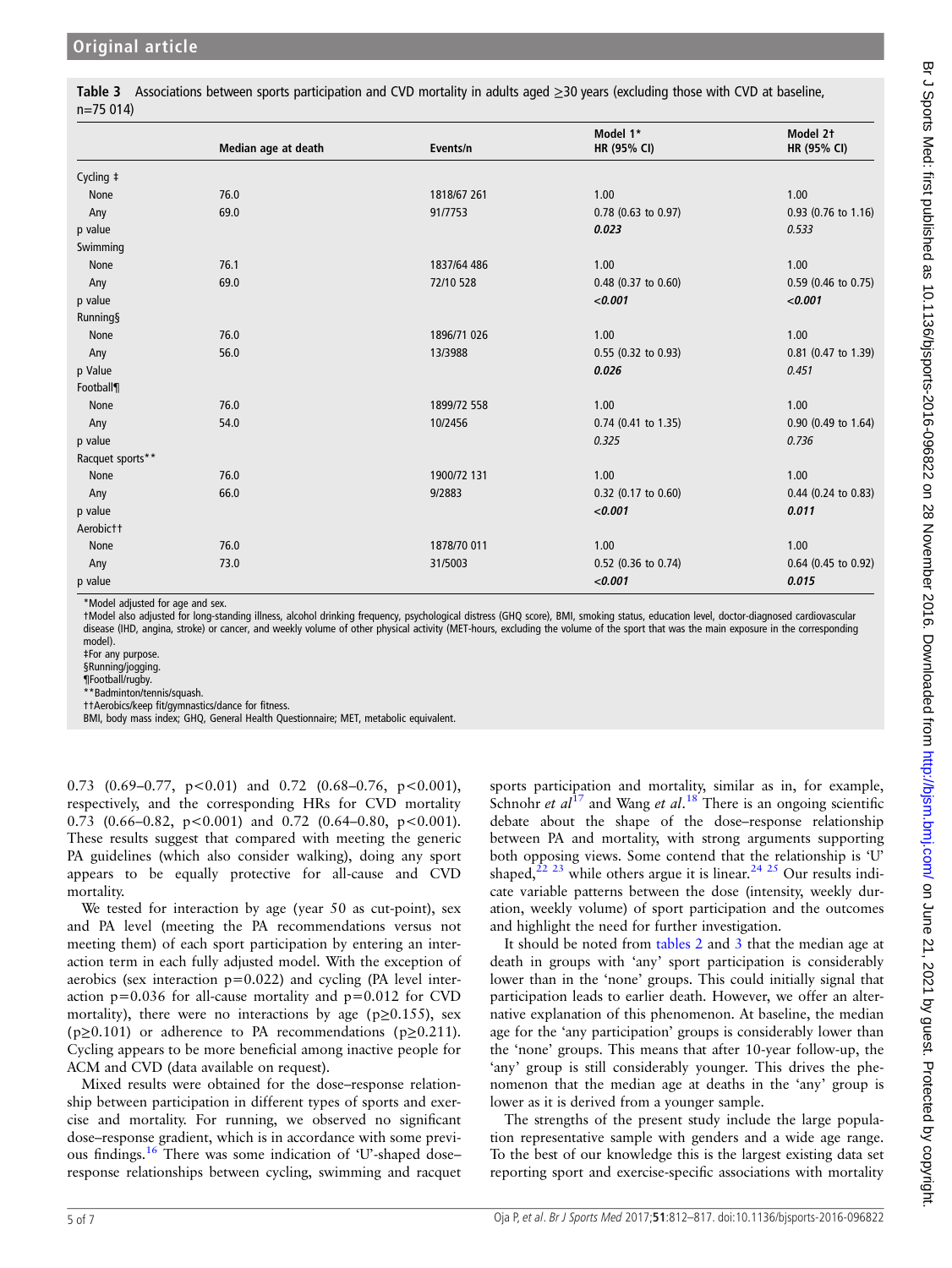**Table 3** Associations between sports participation and CVD mortality in adults aged ≥30 years (excluding those with CVD at baseline, n=75 014)

| | Median age at death | Events/n | Model 1* HR (95% CI) | Model 2† HR (95% CI) |
|---|---|---|---|---|
| Cycling ‡ | | | | |
| None | 76.0 | 1818/67 261 | 1.00 | 1.00 |
| Any | 69.0 | 91/7753 | 0.78 (0.63 to 0.97) | 0.93 (0.76 to 1.16) |
| p value | | | ***0.023*** | *0.533* |
| Swimming | | | | |
| None | 76.1 | 1837/64 486 | 1.00 | 1.00 |
| Any | 69.0 | 72/10 528 | 0.48 (0.37 to 0.60) | 0.59 (0.46 to 0.75) |
| p value | | | ***<0.001*** | ***<0.001*** |
| Running§ | | | | |
| None | 76.0 | 1896/71 026 | 1.00 | 1.00 |
| Any | 56.0 | 13/3988 | 0.55 (0.32 to 0.93) | 0.81 (0.47 to 1.39) |
| p Value | | | ***0.026*** | *0.451* |
| Football¶ | | | | |
| None | 76.0 | 1899/72 558 | 1.00 | 1.00 |
| Any | 54.0 | 10/2456 | 0.74 (0.41 to 1.35) | 0.90 (0.49 to 1.64) |
| p value | | | *0.325* | *0.736* |
| Racquet sports** | | | | |
| None | 76.0 | 1900/72 131 | 1.00 | 1.00 |
| Any | 66.0 | 9/2883 | 0.32 (0.17 to 0.60) | 0.44 (0.24 to 0.83) |
| p value | | | ***<0.001*** | ***0.011*** |
| Aerobic†† | | | | |
| None | 76.0 | 1878/70 011 | 1.00 | 1.00 |
| Any | 73.0 | 31/5003 | 0.52 (0.36 to 0.74) | 0.64 (0.45 to 0.92) |
| p value | | | ***<0.001*** | ***0.015*** |

*Model adjusted for age and sex.
†Model also adjusted for long-standing illness, alcohol drinking frequency, psychological distress (GHQ score), BMI, smoking status, education level, doctor-diagnosed cardiovascular disease (IHD, angina, stroke) or cancer, and weekly volume of other physical activity (MET-hours, excluding the volume of the sport that was the main exposure in the corresponding model).
‡For any purpose.
§Running/jogging.
¶Football/rugby.
**Badminton/tennis/squash.
††Aerobics/keep fit/gymnastics/dance for fitness.
BMI, body mass index; GHQ, General Health Questionnaire; MET, metabolic equivalent.

0.73 (0.69–0.77, p<0.01) and 0.72 (0.68–0.76, p<0.001), respectively, and the corresponding HRs for CVD mortality 0.73 (0.66–0.82, p<0.001) and 0.72 (0.64–0.80, p<0.001). These results suggest that compared with meeting the generic PA guidelines (which also consider walking), doing any sport appears to be equally protective for all-cause and CVD mortality.

We tested for interaction by age (year 50 as cut-point), sex and PA level (meeting the PA recommendations versus not meeting them) of each sport participation by entering an interaction term in each fully adjusted model. With the exception of aerobics (sex interaction p=0.022) and cycling (PA level interaction p=0.036 for all-cause mortality and p=0.012 for CVD mortality), there were no interactions by age (p≥0.155), sex (p≥0.101) or adherence to PA recommendations (p≥0.211). Cycling appears to be more beneficial among inactive people for ACM and CVD (data available on request).

Mixed results were obtained for the dose–response relationship between participation in different types of sports and exercise and mortality. For running, we observed no significant dose–response gradient, which is in accordance with some previous findings.[16] There was some indication of 'U'-shaped dose–response relationships between cycling, swimming and racquet sports participation and mortality, similar as in, for example, Schnohr *et al*[17] and Wang *et al*.[18] There is an ongoing scientific debate about the shape of the dose–response relationship between PA and mortality, with strong arguments supporting both opposing views. Some contend that the relationship is 'U' shaped,[22 23] while others argue it is linear.[24 25] Our results indicate variable patterns between the dose (intensity, weekly duration, weekly volume) of sport participation and the outcomes and highlight the need for further investigation.

It should be noted from tables 2 and 3 that the median age at death in groups with 'any' sport participation is considerably lower than in the 'none' groups. This could initially signal that participation leads to earlier death. However, we offer an alternative explanation of this phenomenon. At baseline, the median age for the 'any participation' groups is considerably lower than the 'none' groups. This means that after 10-year follow-up, the 'any' group is still considerably younger. This drives the phenomenon that the median age at deaths in the 'any' group is lower as it is derived from a younger sample.

The strengths of the present study include the large population representative sample with genders and a wide age range. To the best of our knowledge this is the largest existing data set reporting sport and exercise-specific associations with mortality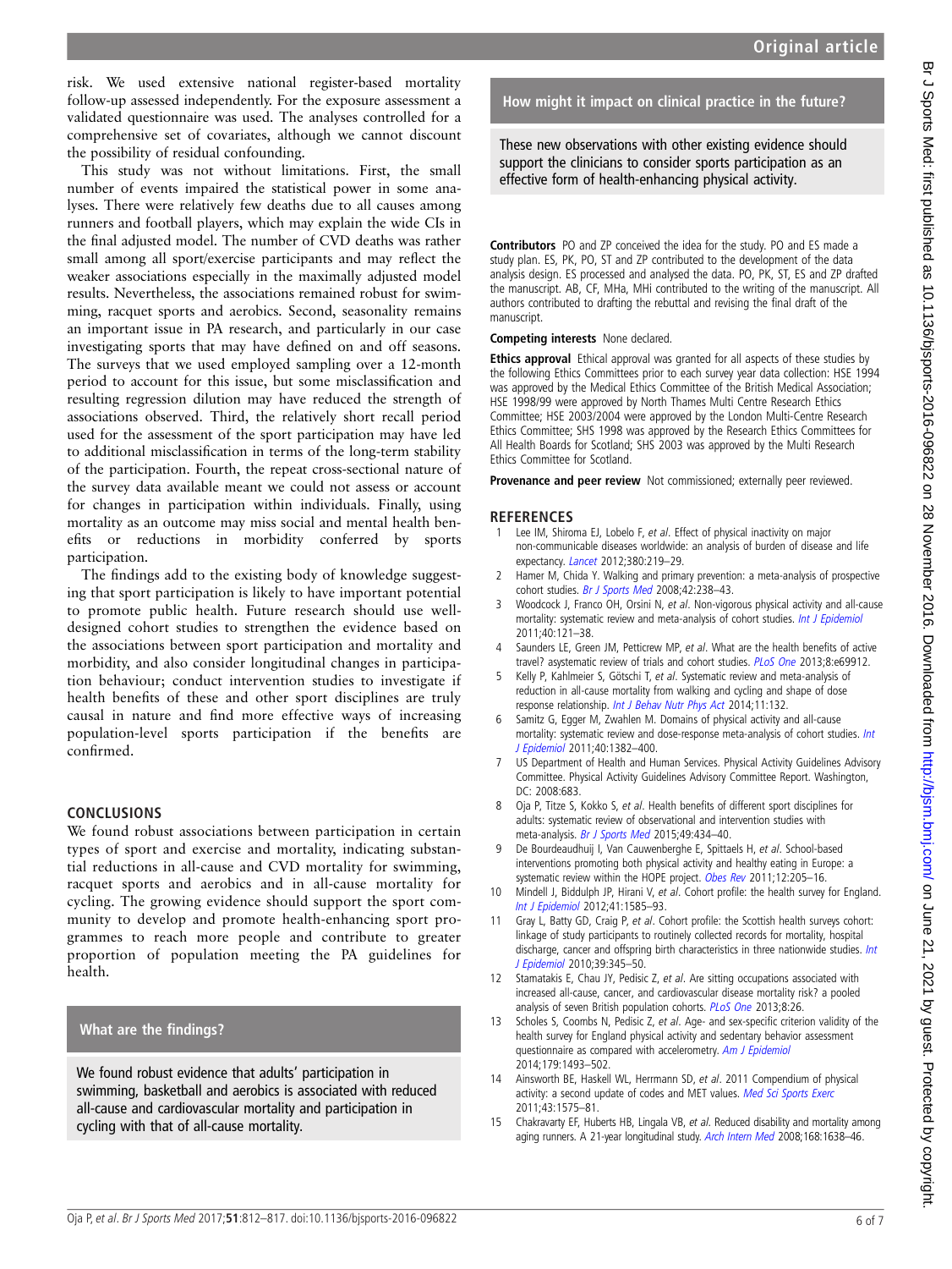risk. We used extensive national register-based mortality follow-up assessed independently. For the exposure assessment a validated questionnaire was used. The analyses controlled for a comprehensive set of covariates, although we cannot discount the possibility of residual confounding.

This study was not without limitations. First, the small number of events impaired the statistical power in some analyses. There were relatively few deaths due to all causes among runners and football players, which may explain the wide CIs in the final adjusted model. The number of CVD deaths was rather small among all sport/exercise participants and may reflect the weaker associations especially in the maximally adjusted model results. Nevertheless, the associations remained robust for swimming, racquet sports and aerobics. Second, seasonality remains an important issue in PA research, and particularly in our case investigating sports that may have defined on and off seasons. The surveys that we used employed sampling over a 12-month period to account for this issue, but some misclassification and resulting regression dilution may have reduced the strength of associations observed. Third, the relatively short recall period used for the assessment of the sport participation may have led to additional misclassification in terms of the long-term stability of the participation. Fourth, the repeat cross-sectional nature of the survey data available meant we could not assess or account for changes in participation within individuals. Finally, using mortality as an outcome may miss social and mental health benefits or reductions in morbidity conferred by sports participation.

The findings add to the existing body of knowledge suggesting that sport participation is likely to have important potential to promote public health. Future research should use well-designed cohort studies to strengthen the evidence based on the associations between sport participation and mortality and morbidity, and also consider longitudinal changes in participation behaviour; conduct intervention studies to investigate if health benefits of these and other sport disciplines are truly causal in nature and find more effective ways of increasing population-level sports participation if the benefits are confirmed.

## CONCLUSIONS

We found robust associations between participation in certain types of sport and exercise and mortality, indicating substantial reductions in all-cause and CVD mortality for swimming, racquet sports and aerobics and in all-cause mortality for cycling. The growing evidence should support the sport community to develop and promote health-enhancing sport programmes to reach more people and contribute to greater proportion of population meeting the PA guidelines for health.

### What are the findings?

We found robust evidence that adults' participation in swimming, basketball and aerobics is associated with reduced all-cause and cardiovascular mortality and participation in cycling with that of all-cause mortality.

### How might it impact on clinical practice in the future?

These new observations with other existing evidence should support the clinicians to consider sports participation as an effective form of health-enhancing physical activity.

**Contributors** PO and ZP conceived the idea for the study. PO and ES made a study plan. ES, PK, PO, ST and ZP contributed to the development of the data analysis design. ES processed and analysed the data. PO, PK, ST, ES and ZP drafted the manuscript. AB, CF, MHa, MHi contributed to the writing of the manuscript. All authors contributed to drafting the rebuttal and revising the final draft of the manuscript.

**Competing interests** None declared.

**Ethics approval** Ethical approval was granted for all aspects of these studies by the following Ethics Committees prior to each survey year data collection: HSE 1994 was approved by the Medical Ethics Committee of the British Medical Association; HSE 1998/99 were approved by North Thames Multi Centre Research Ethics Committee; HSE 2003/2004 were approved by the London Multi-Centre Research Ethics Committee; SHS 1998 was approved by the Research Ethics Committees for All Health Boards for Scotland; SHS 2003 was approved by the Multi Research Ethics Committee for Scotland.

**Provenance and peer review** Not commissioned; externally peer reviewed.

## REFERENCES

1. Lee IM, Shiroma EJ, Lobelo F, *et al*. Effect of physical inactivity on major non-communicable diseases worldwide: an analysis of burden of disease and life expectancy. *Lancet* 2012;380:219–29.
2. Hamer M, Chida Y. Walking and primary prevention: a meta-analysis of prospective cohort studies. *Br J Sports Med* 2008;42:238–43.
3. Woodcock J, Franco OH, Orsini N, *et al*. Non-vigorous physical activity and all-cause mortality: systematic review and meta-analysis of cohort studies. *Int J Epidemiol* 2011;40:121–38.
4. Saunders LE, Green JM, Petticrew MP, *et al*. What are the health benefits of active travel? asystematic review of trials and cohort studies. *PLoS One* 2013;8:e69912.
5. Kelly P, Kahlmeier S, Götschi T, *et al*. Systematic review and meta-analysis of reduction in all-cause mortality from walking and cycling and shape of dose response relationship. *Int J Behav Nutr Phys Act* 2014;11:132.
6. Samitz G, Egger M, Zwahlen M. Domains of physical activity and all-cause mortality: systematic review and dose-response meta-analysis of cohort studies. *Int J Epidemiol* 2011;40:1382–400.
7. US Department of Health and Human Services. Physical Activity Guidelines Advisory Committee. Physical Activity Guidelines Advisory Committee Report. Washington, DC: 2008:683.
8. Oja P, Titze S, Kokko S, *et al*. Health benefits of different sport disciplines for adults: systematic review of observational and intervention studies with meta-analysis. *Br J Sports Med* 2015;49:434–40.
9. De Bourdeaudhuij I, Van Cauwenberghe E, Spittaels H, *et al*. School-based interventions promoting both physical activity and healthy eating in Europe: a systematic review within the HOPE project. *Obes Rev* 2011;12:205–16.
10. Mindell J, Biddulph JP, Hirani V, *et al*. Cohort profile: the health survey for England. *Int J Epidemiol* 2012;41:1585–93.
11. Gray L, Batty GD, Craig P, *et al*. Cohort profile: the Scottish health surveys cohort: linkage of study participants to routinely collected records for mortality, hospital discharge, cancer and offspring birth characteristics in three nationwide studies. *Int J Epidemiol* 2010;39:345–50.
12. Stamatakis E, Chau JY, Pedisic Z, *et al*. Are sitting occupations associated with increased all-cause, cancer, and cardiovascular disease mortality risk? a pooled analysis of seven British population cohorts. *PLoS One* 2013;8:26.
13. Scholes S, Coombs N, Pedisic Z, *et al*. Age- and sex-specific criterion validity of the health survey for England physical activity and sedentary behavior assessment questionnaire as compared with accelerometry. *Am J Epidemiol* 2014;179:1493–502.
14. Ainsworth BE, Haskell WL, Herrmann SD, *et al*. 2011 Compendium of physical activity: a second update of codes and MET values. *Med Sci Sports Exerc* 2011;43:1575–81.
15. Chakravarty EF, Hubert HB, Lingala VB, *et al*. Reduced disability and mortality among aging runners. A 21-year longitudinal study. *Arch Intern Med* 2008;168:1638–46.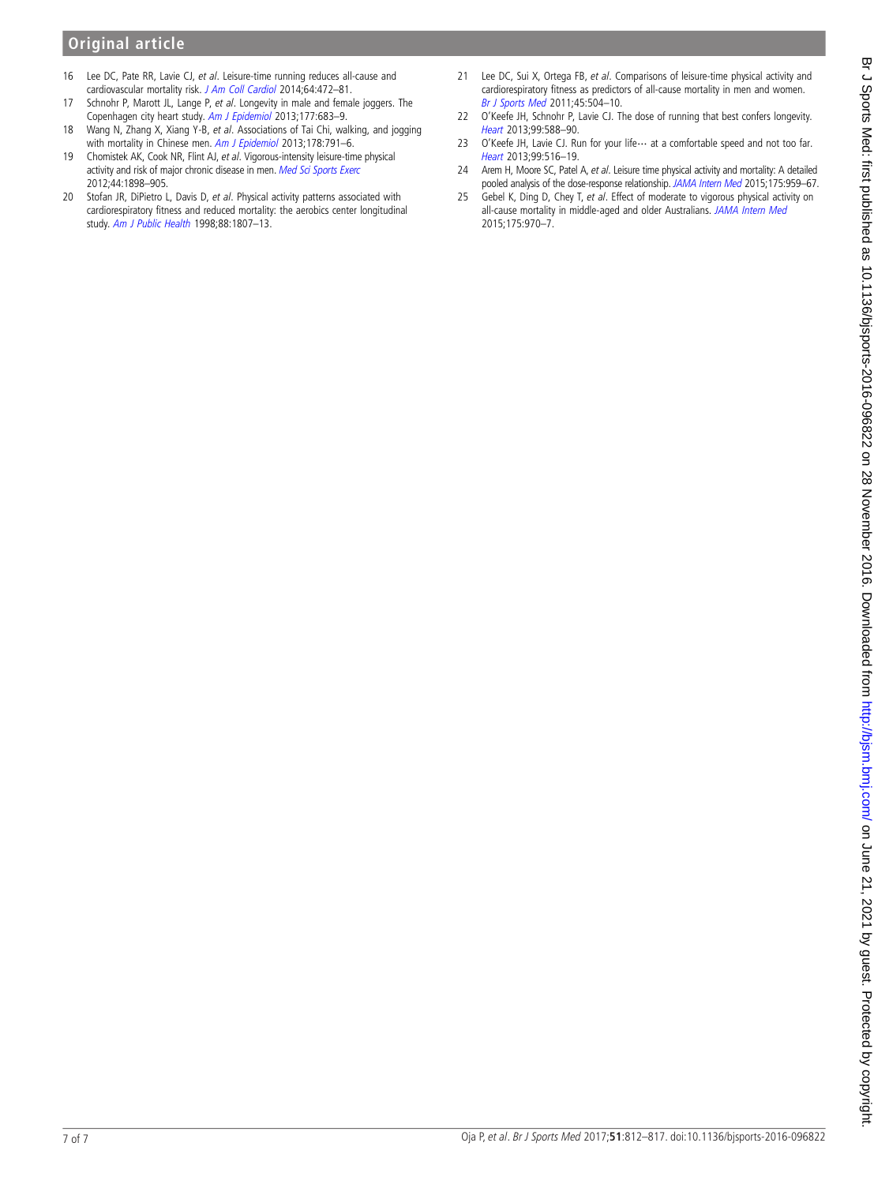16 Lee DC, Pate RR, Lavie CJ, *et al*. Leisure-time running reduces all-cause and cardiovascular mortality risk. *J Am Coll Cardiol* 2014;64:472–81.
17 Schnohr P, Marott JL, Lange P, *et al*. Longevity in male and female joggers. The Copenhagen city heart study. *Am J Epidemiol* 2013;177:683–9.
18 Wang N, Zhang X, Xiang Y-B, *et al*. Associations of Tai Chi, walking, and jogging with mortality in Chinese men. *Am J Epidemiol* 2013;178:791–6.
19 Chomistek AK, Cook NR, Flint AJ, *et al*. Vigorous-intensity leisure-time physical activity and risk of major chronic disease in men. *Med Sci Sports Exerc* 2012;44:1898–905.
20 Stofan JR, DiPietro L, Davis D, *et al*. Physical activity patterns associated with cardiorespiratory fitness and reduced mortality: the aerobics center longitudinal study. *Am J Public Health* 1998;88:1807–13.
21 Lee DC, Sui X, Ortega FB, *et al*. Comparisons of leisure-time physical activity and cardiorespiratory fitness as predictors of all-cause mortality in men and women. *Br J Sports Med* 2011;45:504–10.
22 O'Keefe JH, Schnohr P, Lavie CJ. The dose of running that best confers longevity. *Heart* 2013;99:588–90.
23 O'Keefe JH, Lavie CJ. Run for your life··· at a comfortable speed and not too far. *Heart* 2013;99:516–19.
24 Arem H, Moore SC, Patel A, *et al*. Leisure time physical activity and mortality: A detailed pooled analysis of the dose-response relationship. *JAMA Intern Med* 2015;175:959–67.
25 Gebel K, Ding D, Chey T, *et al*. Effect of moderate to vigorous physical activity on all-cause mortality in middle-aged and older Australians. *JAMA Intern Med* 2015;175:970–7.